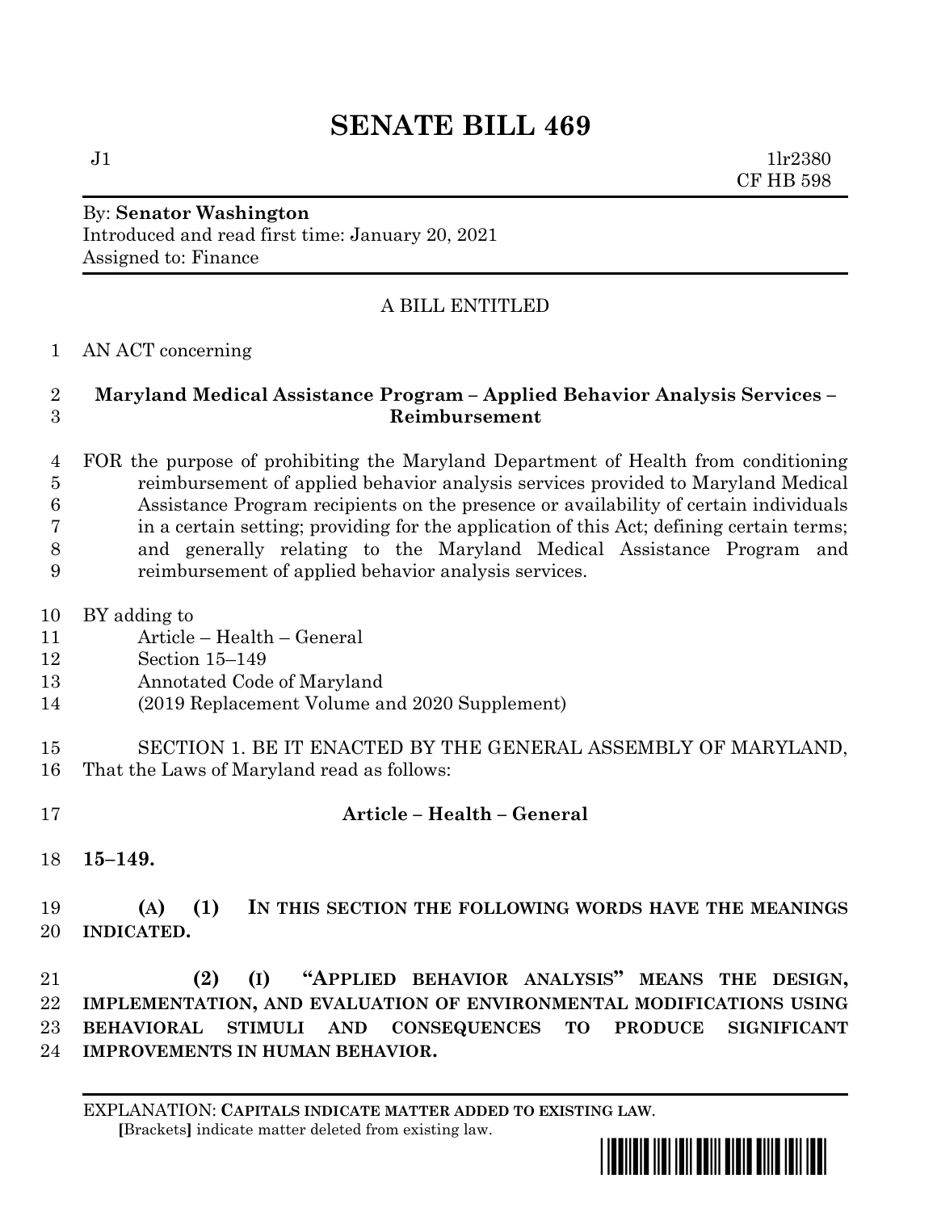# SENATE BILL 469

J1 1lr2380
CF HB 598

By: **Senator Washington**
Introduced and read first time: January 20, 2021
Assigned to: Finance

A BILL ENTITLED

AN ACT concerning

**Maryland Medical Assistance Program – Applied Behavior Analysis Services – Reimbursement**

FOR the purpose of prohibiting the Maryland Department of Health from conditioning reimbursement of applied behavior analysis services provided to Maryland Medical Assistance Program recipients on the presence or availability of certain individuals in a certain setting; providing for the application of this Act; defining certain terms; and generally relating to the Maryland Medical Assistance Program and reimbursement of applied behavior analysis services.

BY adding to
Article – Health – General
Section 15–149
Annotated Code of Maryland
(2019 Replacement Volume and 2020 Supplement)

SECTION 1. BE IT ENACTED BY THE GENERAL ASSEMBLY OF MARYLAND, That the Laws of Maryland read as follows:

**Article – Health – General**

**15–149.**

**(A) (1) IN THIS SECTION THE FOLLOWING WORDS HAVE THE MEANINGS INDICATED.**

**(2) (I) "APPLIED BEHAVIOR ANALYSIS" MEANS THE DESIGN, IMPLEMENTATION, AND EVALUATION OF ENVIRONMENTAL MODIFICATIONS USING BEHAVIORAL STIMULI AND CONSEQUENCES TO PRODUCE SIGNIFICANT IMPROVEMENTS IN HUMAN BEHAVIOR.**

EXPLANATION: **CAPITALS INDICATE MATTER ADDED TO EXISTING LAW**.
**[**Brackets**]** indicate matter deleted from existing law.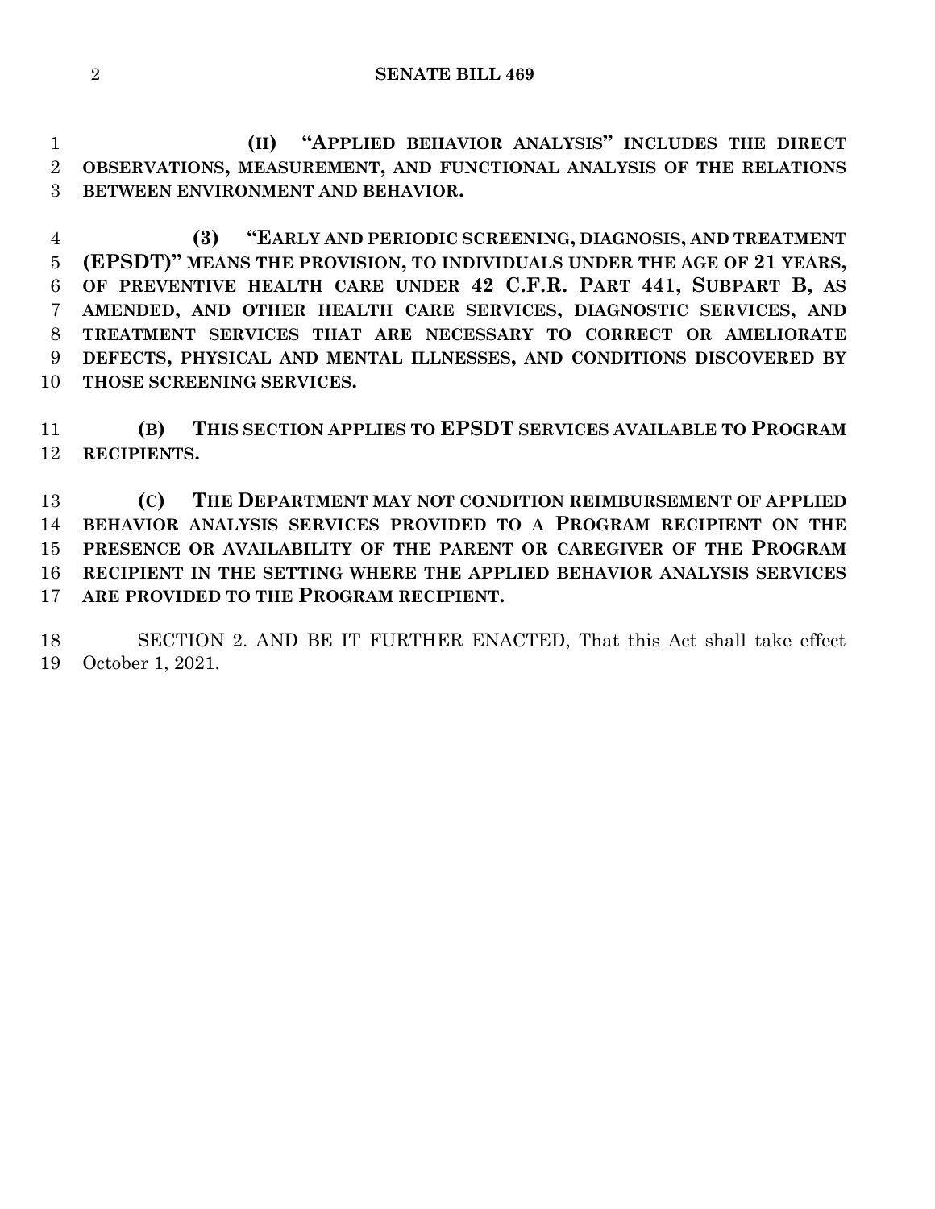**(II) "APPLIED BEHAVIOR ANALYSIS" INCLUDES THE DIRECT OBSERVATIONS, MEASUREMENT, AND FUNCTIONAL ANALYSIS OF THE RELATIONS BETWEEN ENVIRONMENT AND BEHAVIOR.**

**(3) "EARLY AND PERIODIC SCREENING, DIAGNOSIS, AND TREATMENT (EPSDT)" MEANS THE PROVISION, TO INDIVIDUALS UNDER THE AGE OF 21 YEARS, OF PREVENTIVE HEALTH CARE UNDER 42 C.F.R. PART 441, SUBPART B, AS AMENDED, AND OTHER HEALTH CARE SERVICES, DIAGNOSTIC SERVICES, AND TREATMENT SERVICES THAT ARE NECESSARY TO CORRECT OR AMELIORATE DEFECTS, PHYSICAL AND MENTAL ILLNESSES, AND CONDITIONS DISCOVERED BY THOSE SCREENING SERVICES.**

**(B) THIS SECTION APPLIES TO EPSDT SERVICES AVAILABLE TO PROGRAM RECIPIENTS.**

**(C) THE DEPARTMENT MAY NOT CONDITION REIMBURSEMENT OF APPLIED BEHAVIOR ANALYSIS SERVICES PROVIDED TO A PROGRAM RECIPIENT ON THE PRESENCE OR AVAILABILITY OF THE PARENT OR CAREGIVER OF THE PROGRAM RECIPIENT IN THE SETTING WHERE THE APPLIED BEHAVIOR ANALYSIS SERVICES ARE PROVIDED TO THE PROGRAM RECIPIENT.**

SECTION 2. AND BE IT FURTHER ENACTED, That this Act shall take effect October 1, 2021.